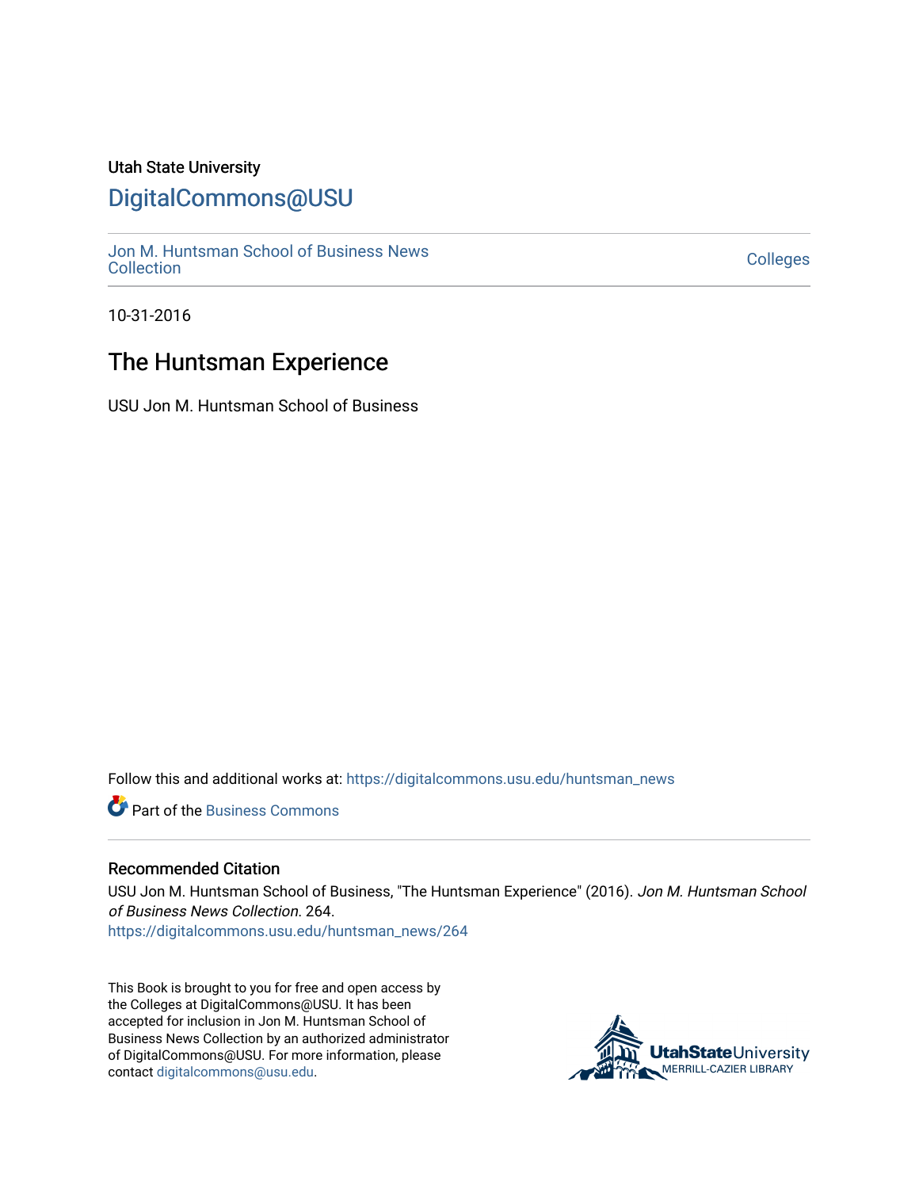Utah State University

# DigitalCommons@USU

Jon M. Huntsman School of Business News Collection

Colleges

10-31-2016

## The Huntsman Experience

USU Jon M. Huntsman School of Business

Follow this and additional works at: https://digitalcommons.usu.edu/huntsman_news

Part of the Business Commons

### Recommended Citation

USU Jon M. Huntsman School of Business, "The Huntsman Experience" (2016). *Jon M. Huntsman School of Business News Collection*. 264.
https://digitalcommons.usu.edu/huntsman_news/264

This Book is brought to you for free and open access by the Colleges at DigitalCommons@USU. It has been accepted for inclusion in Jon M. Huntsman School of Business News Collection by an authorized administrator of DigitalCommons@USU. For more information, please contact digitalcommons@usu.edu.

UtahStateUniversity MERRILL-CAZIER LIBRARY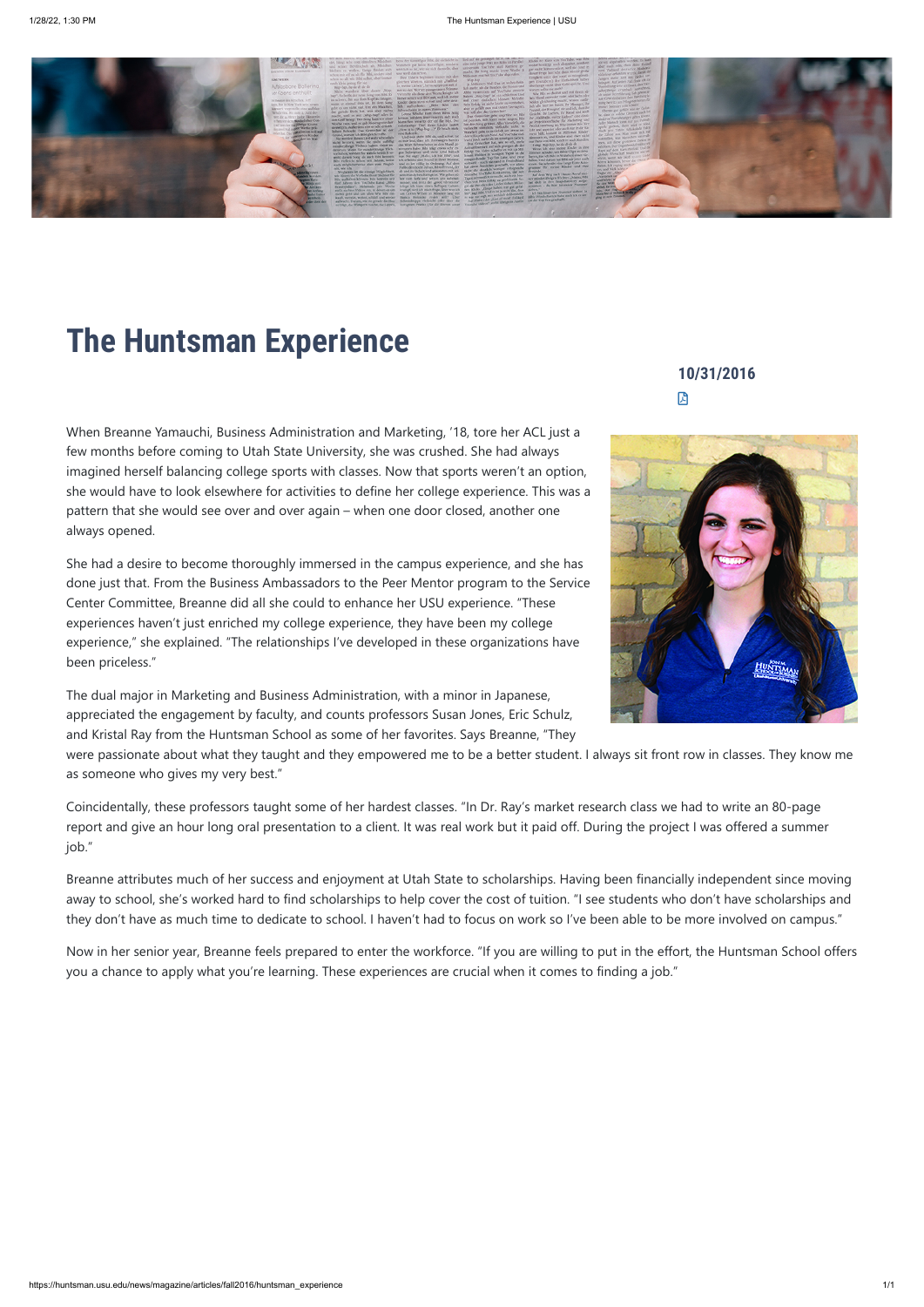# The Huntsman Experience

**10/31/2016**

When Breanne Yamauchi, Business Administration and Marketing, '18, tore her ACL just a few months before coming to Utah State University, she was crushed. She had always imagined herself balancing college sports with classes. Now that sports weren't an option, she would have to look elsewhere for activities to define her college experience. This was a pattern that she would see over and over again – when one door closed, another one always opened.

She had a desire to become thoroughly immersed in the campus experience, and she has done just that. From the Business Ambassadors to the Peer Mentor program to the Service Center Committee, Breanne did all she could to enhance her USU experience. "These experiences haven't just enriched my college experience, they have been my college experience," she explained. "The relationships I've developed in these organizations have been priceless."

The dual major in Marketing and Business Administration, with a minor in Japanese, appreciated the engagement by faculty, and counts professors Susan Jones, Eric Schulz, and Kristal Ray from the Huntsman School as some of her favorites. Says Breanne, "They were passionate about what they taught and they empowered me to be a better student. I always sit front row in classes. They know me as someone who gives my very best."

Coincidentally, these professors taught some of her hardest classes. "In Dr. Ray's market research class we had to write an 80-page report and give an hour long oral presentation to a client. It was real work but it paid off. During the project I was offered a summer job."

Breanne attributes much of her success and enjoyment at Utah State to scholarships. Having been financially independent since moving away to school, she's worked hard to find scholarships to help cover the cost of tuition. "I see students who don't have scholarships and they don't have as much time to dedicate to school. I haven't had to focus on work so I've been able to be more involved on campus."

Now in her senior year, Breanne feels prepared to enter the workforce. "If you are willing to put in the effort, the Huntsman School offers you a chance to apply what you're learning. These experiences are crucial when it comes to finding a job."